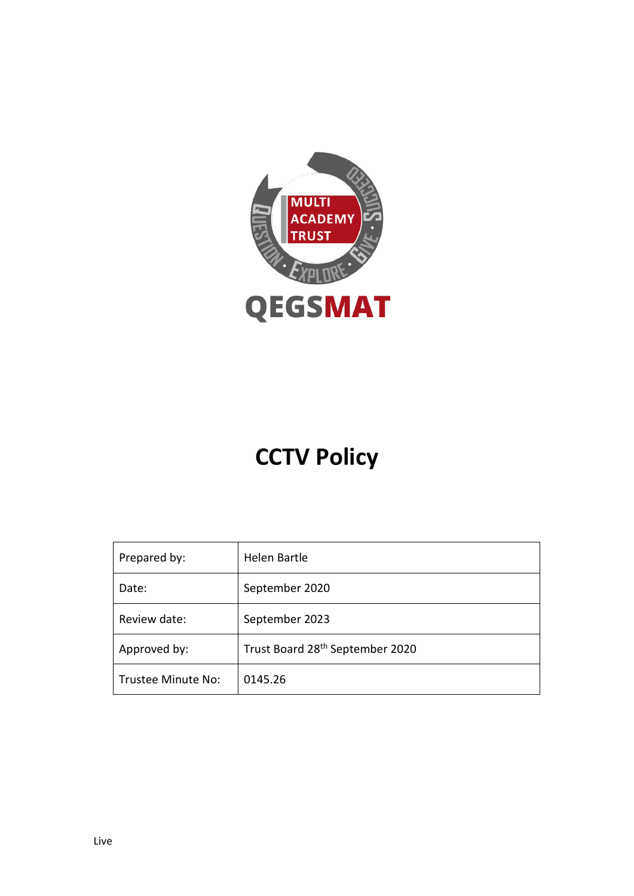QEGSMAT

# CCTV Policy

| Prepared by: | Helen Bartle |
|---|---|
| Date: | September 2020 |
| Review date: | September 2023 |
| Approved by: | Trust Board 28th September 2020 |
| Trustee Minute No: | 0145.26 |

Live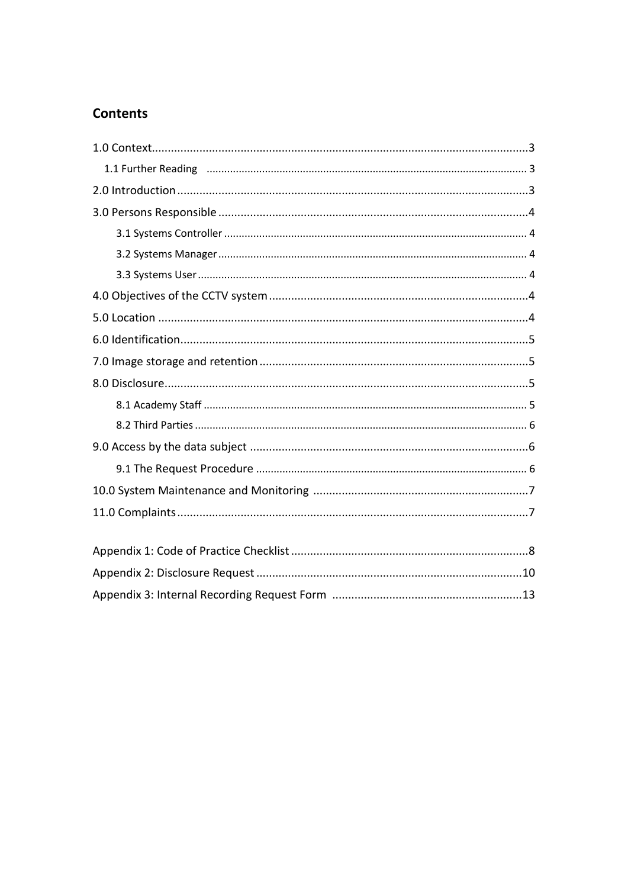## Contents

1.0 Context......3
- 1.1 Further Reading ...... 3

2.0 Introduction......3

3.0 Persons Responsible......4
- 3.1 Systems Controller...... 4
- 3.2 Systems Manager...... 4
- 3.3 Systems User...... 4

4.0 Objectives of the CCTV system......4

5.0 Location......4

6.0 Identification......5

7.0 Image storage and retention......5

8.0 Disclosure......5
- 8.1 Academy Staff...... 5
- 8.2 Third Parties...... 6

9.0 Access by the data subject......6
- 9.1 The Request Procedure...... 6

10.0 System Maintenance and Monitoring......7

11.0 Complaints......7

Appendix 1: Code of Practice Checklist......8

Appendix 2: Disclosure Request......10

Appendix 3: Internal Recording Request Form......13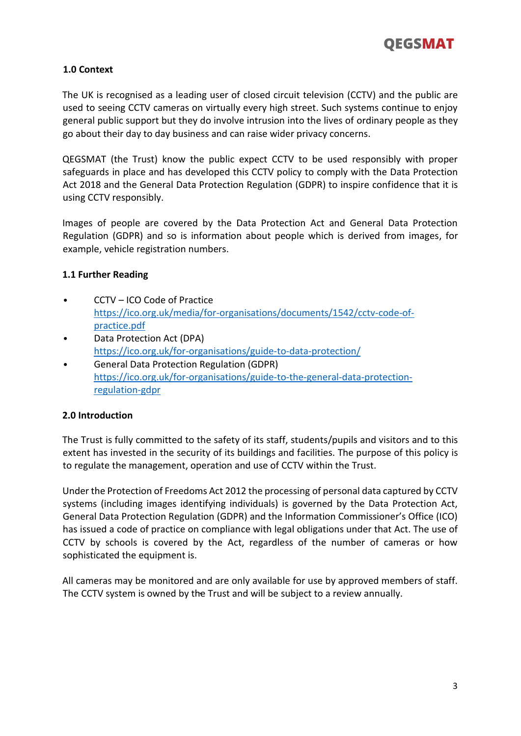## 1.0 Context

The UK is recognised as a leading user of closed circuit television (CCTV) and the public are used to seeing CCTV cameras on virtually every high street. Such systems continue to enjoy general public support but they do involve intrusion into the lives of ordinary people as they go about their day to day business and can raise wider privacy concerns.

QEGSMAT (the Trust) know the public expect CCTV to be used responsibly with proper safeguards in place and has developed this CCTV policy to comply with the Data Protection Act 2018 and the General Data Protection Regulation (GDPR) to inspire confidence that it is using CCTV responsibly.

Images of people are covered by the Data Protection Act and General Data Protection Regulation (GDPR) and so is information about people which is derived from images, for example, vehicle registration numbers.

### 1.1 Further Reading

- CCTV – ICO Code of Practice
  https://ico.org.uk/media/for-organisations/documents/1542/cctv-code-of-practice.pdf
- Data Protection Act (DPA)
  https://ico.org.uk/for-organisations/guide-to-data-protection/
- General Data Protection Regulation (GDPR)
  https://ico.org.uk/for-organisations/guide-to-the-general-data-protection-regulation-gdpr

## 2.0 Introduction

The Trust is fully committed to the safety of its staff, students/pupils and visitors and to this extent has invested in the security of its buildings and facilities. The purpose of this policy is to regulate the management, operation and use of CCTV within the Trust.

Under the Protection of Freedoms Act 2012 the processing of personal data captured by CCTV systems (including images identifying individuals) is governed by the Data Protection Act, General Data Protection Regulation (GDPR) and the Information Commissioner's Office (ICO) has issued a code of practice on compliance with legal obligations under that Act. The use of CCTV by schools is covered by the Act, regardless of the number of cameras or how sophisticated the equipment is.

All cameras may be monitored and are only available for use by approved members of staff. The CCTV system is owned by the Trust and will be subject to a review annually.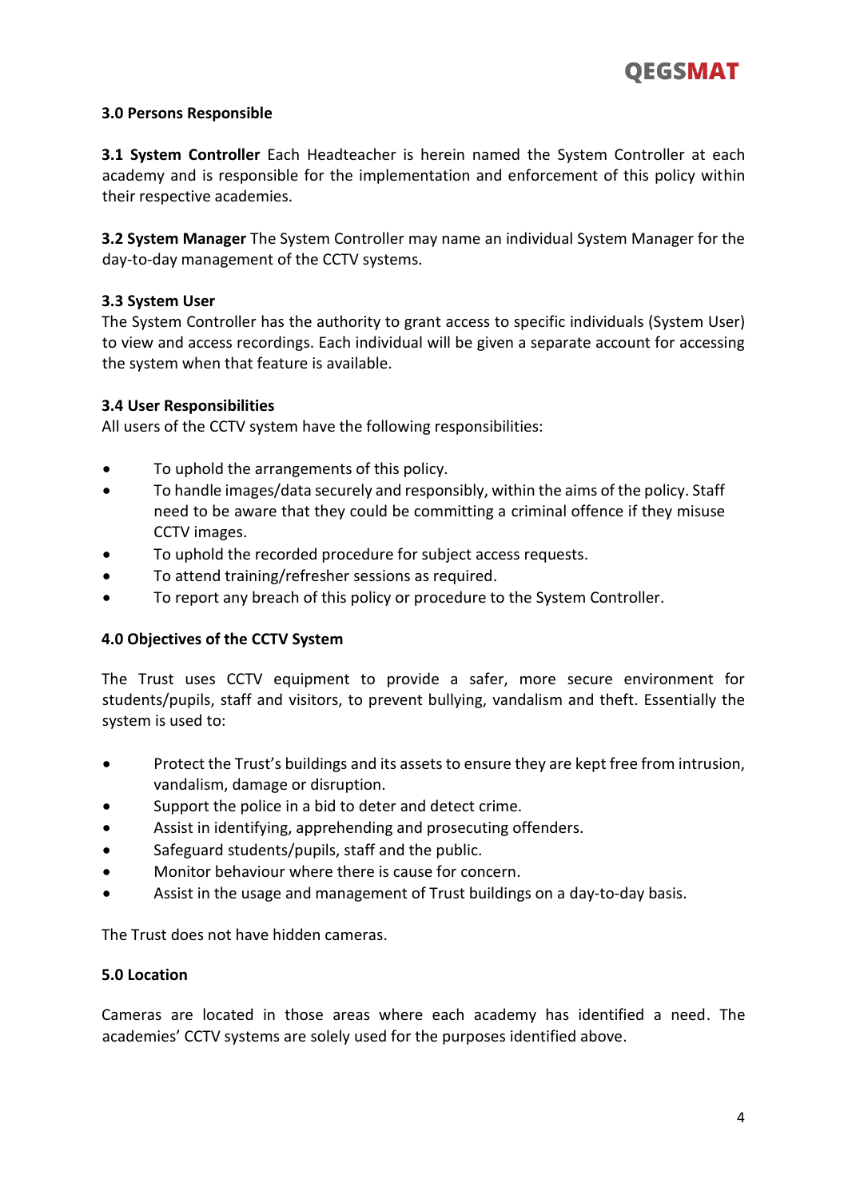## 3.0 Persons Responsible

**3.1 System Controller** Each Headteacher is herein named the System Controller at each academy and is responsible for the implementation and enforcement of this policy within their respective academies.

**3.2 System Manager** The System Controller may name an individual System Manager for the day-to-day management of the CCTV systems.

### 3.3 System User

The System Controller has the authority to grant access to specific individuals (System User) to view and access recordings. Each individual will be given a separate account for accessing the system when that feature is available.

### 3.4 User Responsibilities

All users of the CCTV system have the following responsibilities:

- To uphold the arrangements of this policy.
- To handle images/data securely and responsibly, within the aims of the policy. Staff need to be aware that they could be committing a criminal offence if they misuse CCTV images.
- To uphold the recorded procedure for subject access requests.
- To attend training/refresher sessions as required.
- To report any breach of this policy or procedure to the System Controller.

## 4.0 Objectives of the CCTV System

The Trust uses CCTV equipment to provide a safer, more secure environment for students/pupils, staff and visitors, to prevent bullying, vandalism and theft. Essentially the system is used to:

- Protect the Trust's buildings and its assets to ensure they are kept free from intrusion, vandalism, damage or disruption.
- Support the police in a bid to deter and detect crime.
- Assist in identifying, apprehending and prosecuting offenders.
- Safeguard students/pupils, staff and the public.
- Monitor behaviour where there is cause for concern.
- Assist in the usage and management of Trust buildings on a day-to-day basis.

The Trust does not have hidden cameras.

## 5.0 Location

Cameras are located in those areas where each academy has identified a need. The academies' CCTV systems are solely used for the purposes identified above.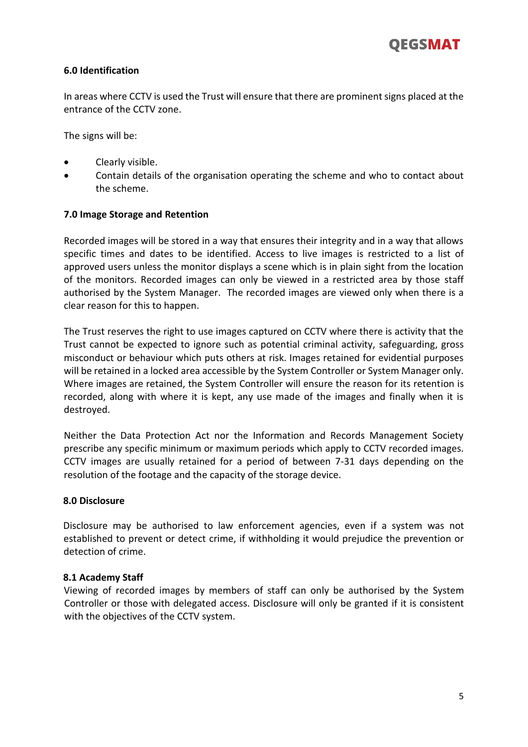### 6.0 Identification

In areas where CCTV is used the Trust will ensure that there are prominent signs placed at the entrance of the CCTV zone.

The signs will be:

- Clearly visible.
- Contain details of the organisation operating the scheme and who to contact about the scheme.

### 7.0 Image Storage and Retention

Recorded images will be stored in a way that ensures their integrity and in a way that allows specific times and dates to be identified. Access to live images is restricted to a list of approved users unless the monitor displays a scene which is in plain sight from the location of the monitors. Recorded images can only be viewed in a restricted area by those staff authorised by the System Manager. The recorded images are viewed only when there is a clear reason for this to happen.

The Trust reserves the right to use images captured on CCTV where there is activity that the Trust cannot be expected to ignore such as potential criminal activity, safeguarding, gross misconduct or behaviour which puts others at risk. Images retained for evidential purposes will be retained in a locked area accessible by the System Controller or System Manager only. Where images are retained, the System Controller will ensure the reason for its retention is recorded, along with where it is kept, any use made of the images and finally when it is destroyed.

Neither the Data Protection Act nor the Information and Records Management Society prescribe any specific minimum or maximum periods which apply to CCTV recorded images. CCTV images are usually retained for a period of between 7-31 days depending on the resolution of the footage and the capacity of the storage device.

### 8.0 Disclosure

Disclosure may be authorised to law enforcement agencies, even if a system was not established to prevent or detect crime, if withholding it would prejudice the prevention or detection of crime.

#### 8.1 Academy Staff

Viewing of recorded images by members of staff can only be authorised by the System Controller or those with delegated access. Disclosure will only be granted if it is consistent with the objectives of the CCTV system.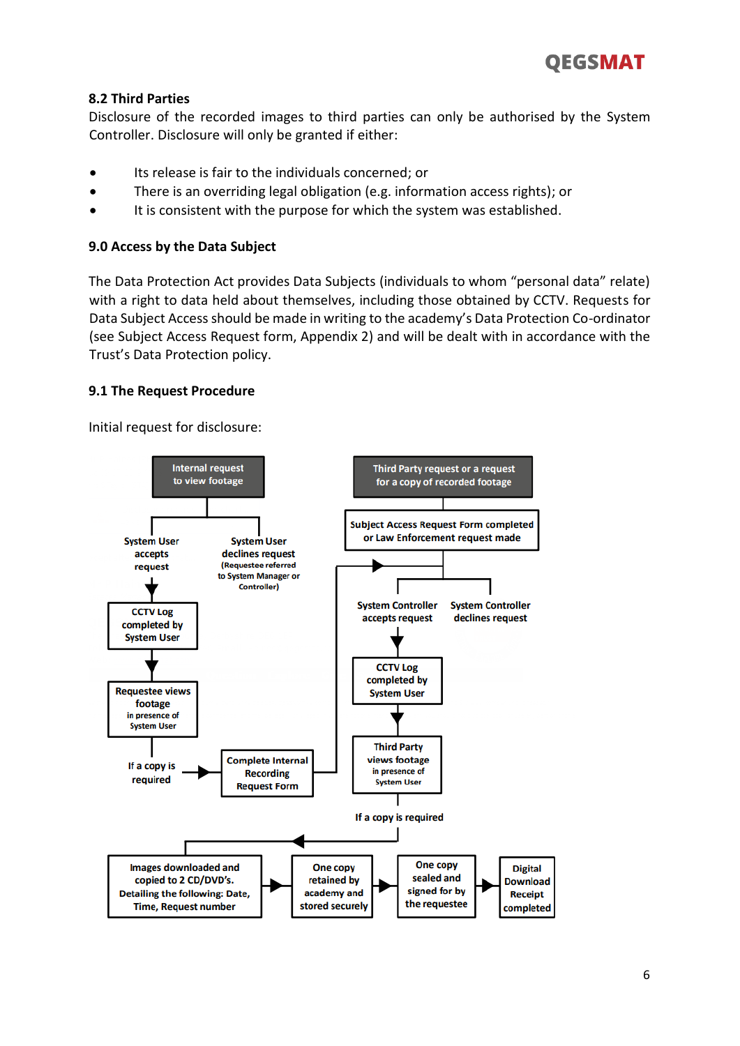### 8.2 Third Parties

Disclosure of the recorded images to third parties can only be authorised by the System Controller. Disclosure will only be granted if either:

- Its release is fair to the individuals concerned; or
- There is an overriding legal obligation (e.g. information access rights); or
- It is consistent with the purpose for which the system was established.

### 9.0 Access by the Data Subject

The Data Protection Act provides Data Subjects (individuals to whom “personal data” relate) with a right to data held about themselves, including those obtained by CCTV. Requests for Data Subject Access should be made in writing to the academy’s Data Protection Co-ordinator (see Subject Access Request form, Appendix 2) and will be dealt with in accordance with the Trust’s Data Protection policy.

### 9.1 The Request Procedure

Initial request for disclosure:

Internal request to view footage

- System User accepts request → CCTV Log completed by System User → Requestee views footage in presence of System User → If a copy is required → Complete Internal Recording Request Form → (joins Third Party flow at "System Controller accepts/declines request")
- System User declines request (Requestee referred to System Manager or Controller)

Third Party request or a request for a copy of recorded footage → Subject Access Request Form completed or Law Enforcement request made

- System Controller accepts request → CCTV Log completed by System User → Third Party views footage in presence of System User → If a copy is required
- System Controller declines request

If a copy is required: Images downloaded and copied to 2 CD/DVD’s. Detailing the following: Date, Time, Request number → One copy retained by academy and stored securely → One copy sealed and signed for by the requestee → Digital Download Receipt completed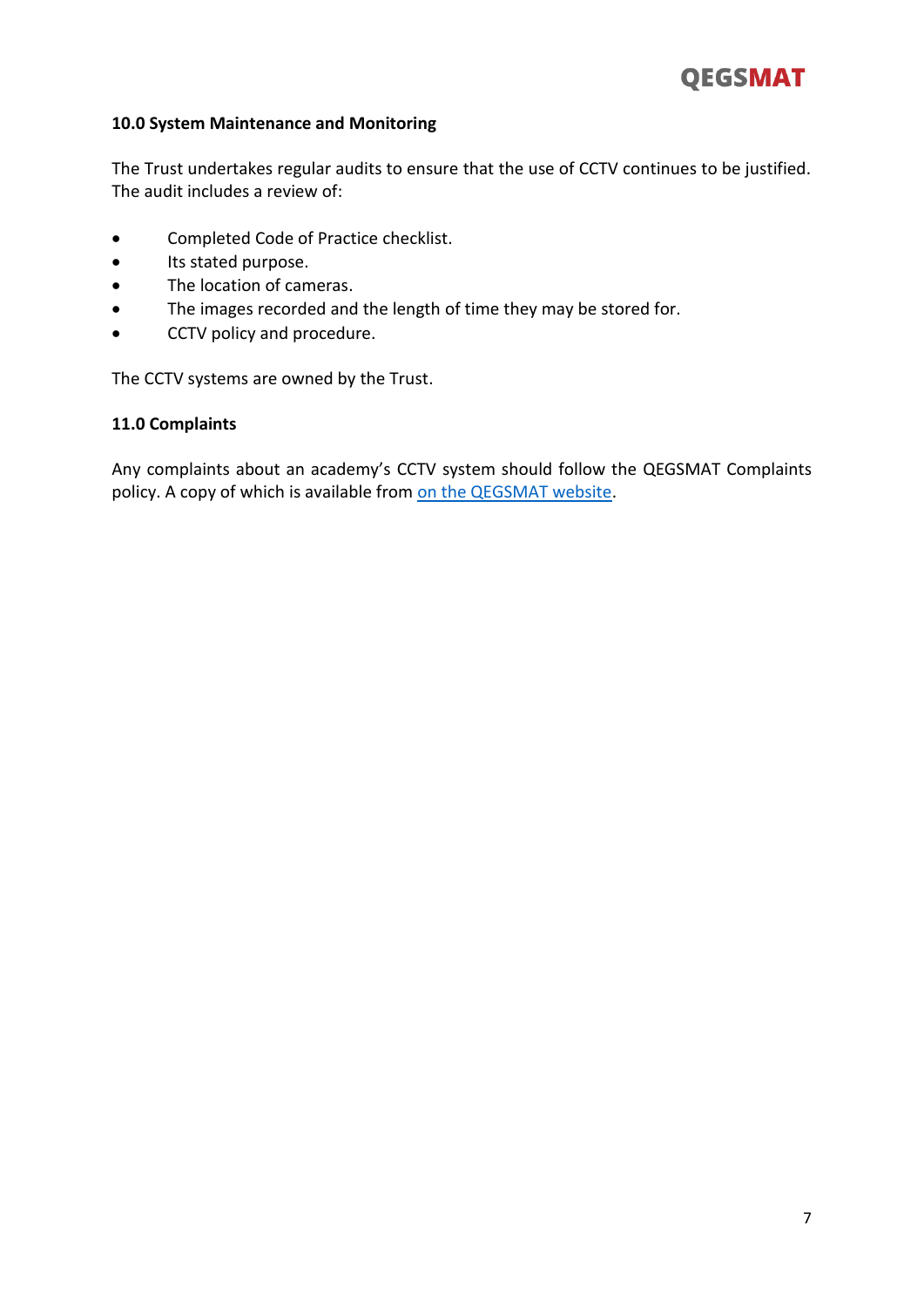**10.0 System Maintenance and Monitoring**

The Trust undertakes regular audits to ensure that the use of CCTV continues to be justified. The audit includes a review of:

- Completed Code of Practice checklist.
- Its stated purpose.
- The location of cameras.
- The images recorded and the length of time they may be stored for.
- CCTV policy and procedure.

The CCTV systems are owned by the Trust.

**11.0 Complaints**

Any complaints about an academy's CCTV system should follow the QEGSMAT Complaints policy. A copy of which is available from on the QEGSMAT website.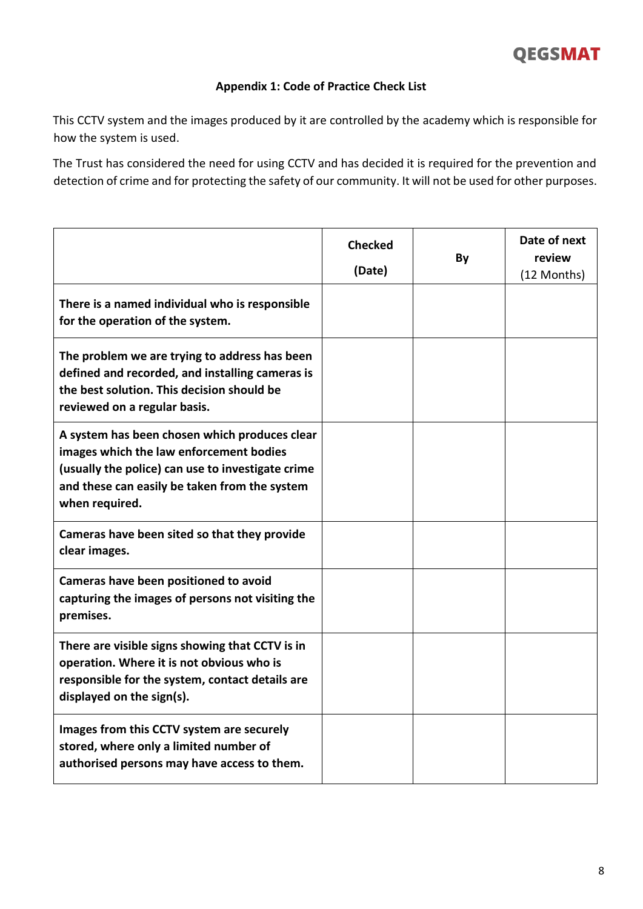**Appendix 1: Code of Practice Check List**

This CCTV system and the images produced by it are controlled by the academy which is responsible for how the system is used.

The Trust has considered the need for using CCTV and has decided it is required for the prevention and detection of crime and for protecting the safety of our community. It will not be used for other purposes.

| | **Checked (Date)** | **By** | **Date of next review** (12 Months) |
|---|---|---|---|
| **There is a named individual who is responsible for the operation of the system.** | | | |
| **The problem we are trying to address has been defined and recorded, and installing cameras is the best solution. This decision should be reviewed on a regular basis.** | | | |
| **A system has been chosen which produces clear images which the law enforcement bodies (usually the police) can use to investigate crime and these can easily be taken from the system when required.** | | | |
| **Cameras have been sited so that they provide clear images.** | | | |
| **Cameras have been positioned to avoid capturing the images of persons not visiting the premises.** | | | |
| **There are visible signs showing that CCTV is in operation. Where it is not obvious who is responsible for the system, contact details are displayed on the sign(s).** | | | |
| **Images from this CCTV system are securely stored, where only a limited number of authorised persons may have access to them.** | | | |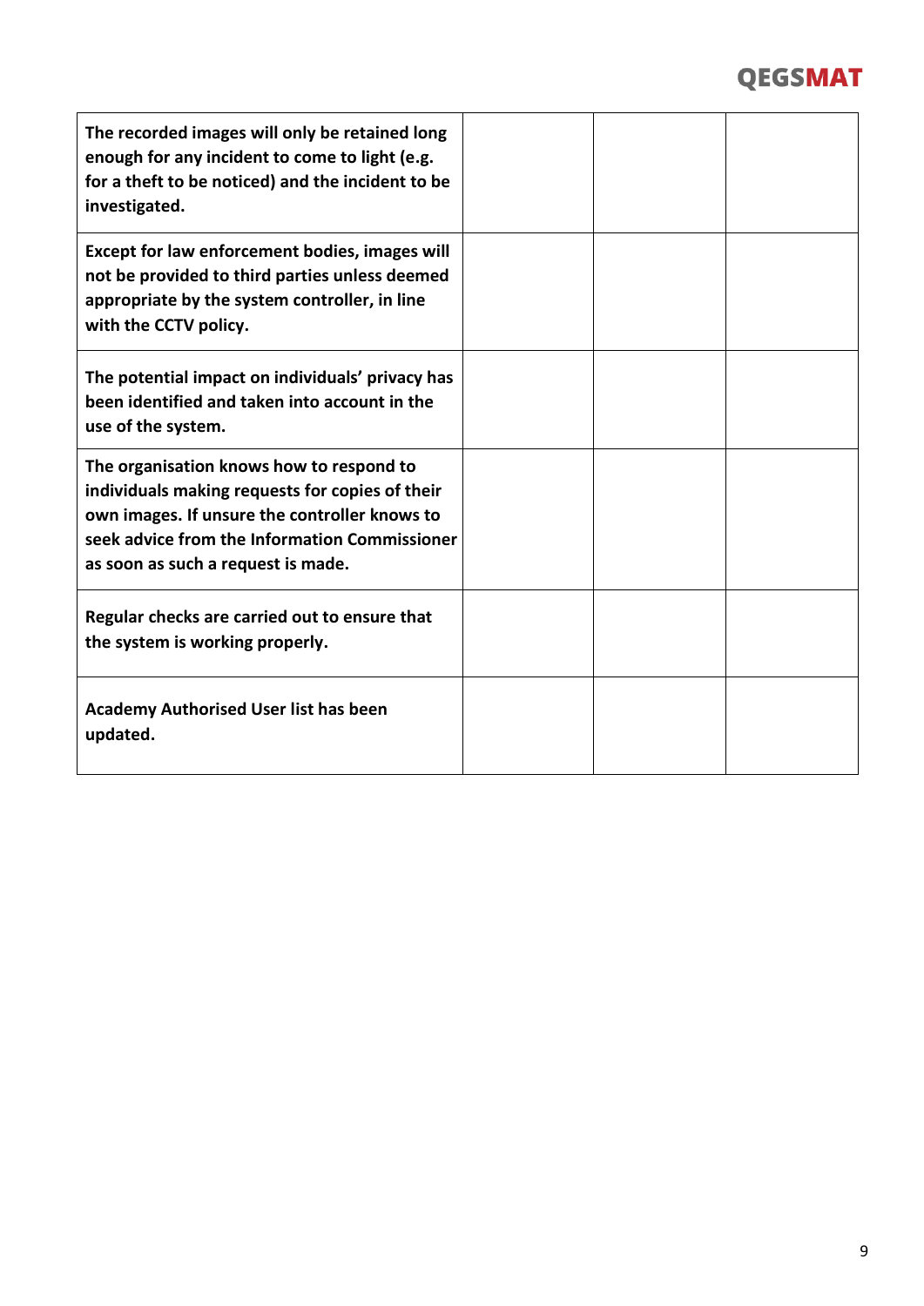| | | | |
|---|---|---|---|
| **The recorded images will only be retained long enough for any incident to come to light (e.g. for a theft to be noticed) and the incident to be investigated.** | | | |
| **Except for law enforcement bodies, images will not be provided to third parties unless deemed appropriate by the system controller, in line with the CCTV policy.** | | | |
| **The potential impact on individuals' privacy has been identified and taken into account in the use of the system.** | | | |
| **The organisation knows how to respond to individuals making requests for copies of their own images. If unsure the controller knows to seek advice from the Information Commissioner as soon as such a request is made.** | | | |
| **Regular checks are carried out to ensure that the system is working properly.** | | | |
| **Academy Authorised User list has been updated.** | | | |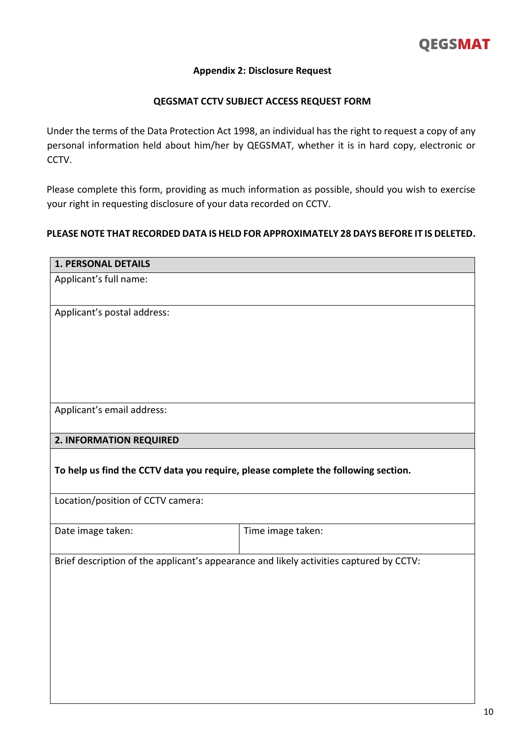### Appendix 2: Disclosure Request

### QEGSMAT CCTV SUBJECT ACCESS REQUEST FORM

Under the terms of the Data Protection Act 1998, an individual has the right to request a copy of any personal information held about him/her by QEGSMAT, whether it is in hard copy, electronic or CCTV.

Please complete this form, providing as much information as possible, should you wish to exercise your right in requesting disclosure of your data recorded on CCTV.

**PLEASE NOTE THAT RECORDED DATA IS HELD FOR APPROXIMATELY 28 DAYS BEFORE IT IS DELETED.**

| **1. PERSONAL DETAILS** | |
|---|---|
| Applicant's full name: | |
| Applicant's postal address: | |
| Applicant's email address: | |
| **2. INFORMATION REQUIRED** | |
| **To help us find the CCTV data you require, please complete the following section.** | |
| Location/position of CCTV camera: | |
| Date image taken: | Time image taken: |
| Brief description of the applicant's appearance and likely activities captured by CCTV: | |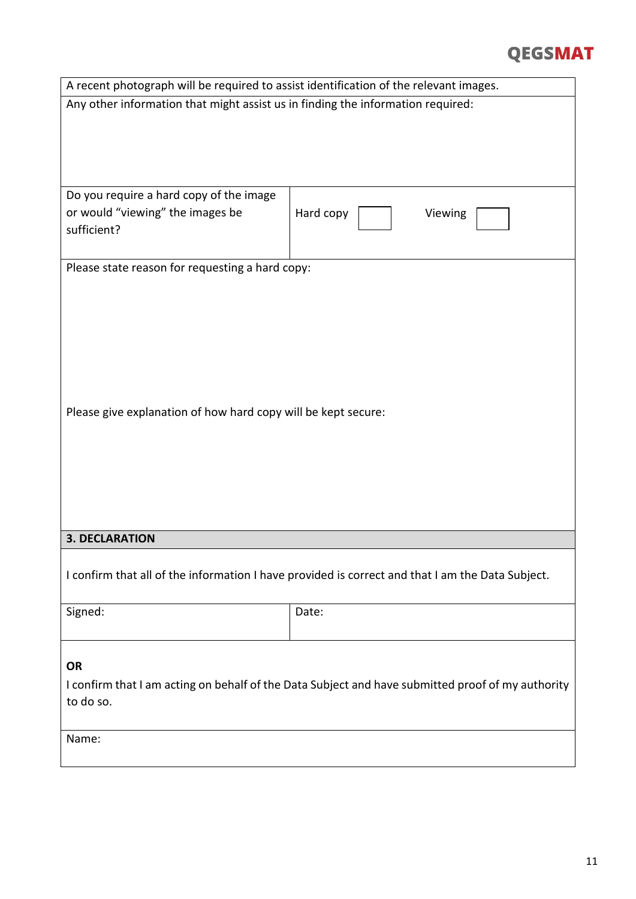| A recent photograph will be required to assist identification of the relevant images. | |
|---|---|
| Any other information that might assist us in finding the information required: | |
| Do you require a hard copy of the image or would "viewing" the images be sufficient? | Hard copy ☐ Viewing ☐ |
| Please state reason for requesting a hard copy:<br><br><br><br>Please give explanation of how hard copy will be kept secure: | |
| **3. DECLARATION** | |
| I confirm that all of the information I have provided is correct and that I am the Data Subject. | |
| Signed: | Date: |
| **OR**<br>I confirm that I am acting on behalf of the Data Subject and have submitted proof of my authority to do so. | |
| Name: | |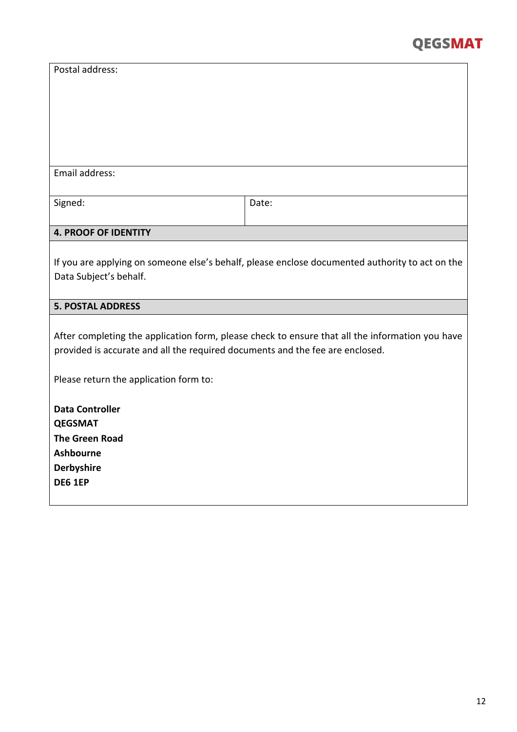| Postal address: | |
|---|---|
| Email address: | |
| Signed: | Date: |

## 4. PROOF OF IDENTITY

If you are applying on someone else's behalf, please enclose documented authority to act on the Data Subject's behalf.

## 5. POSTAL ADDRESS

After completing the application form, please check to ensure that all the information you have provided is accurate and all the required documents and the fee are enclosed.

Please return the application form to:

**Data Controller**
**QEGSMAT**
**The Green Road**
**Ashbourne**
**Derbyshire**
**DE6 1EP**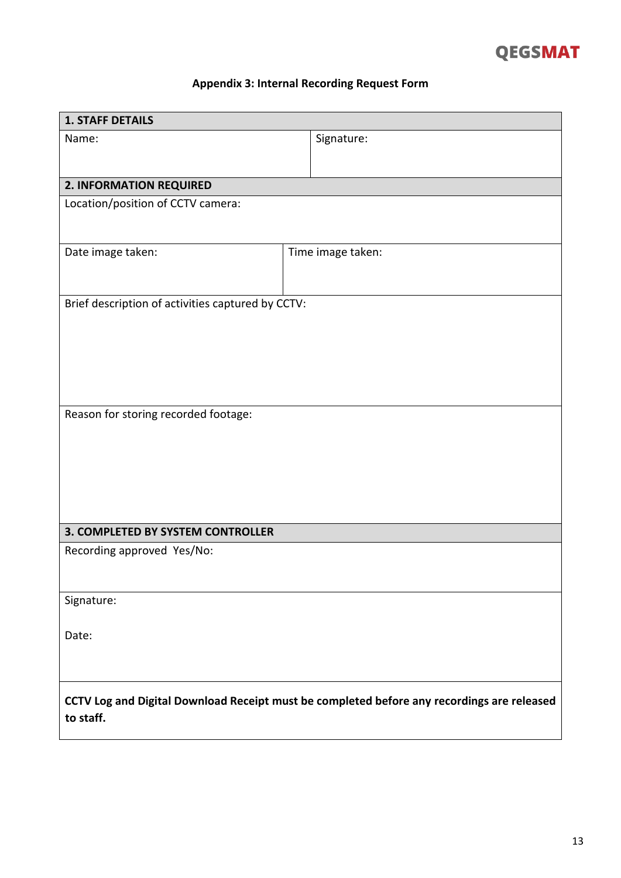QEGSMAT

# Appendix 3: Internal Recording Request Form

| | |
|---|---|
| **1. STAFF DETAILS** | |
| Name: | Signature: |
| **2. INFORMATION REQUIRED** | |
| Location/position of CCTV camera: | |
| Date image taken: | Time image taken: |
| Brief description of activities captured by CCTV: | |
| Reason for storing recorded footage: | |
| **3. COMPLETED BY SYSTEM CONTROLLER** | |
| Recording approved Yes/No: | |
| Signature:<br><br>Date: | |
| **CCTV Log and Digital Download Receipt must be completed before any recordings are released to staff.** | |